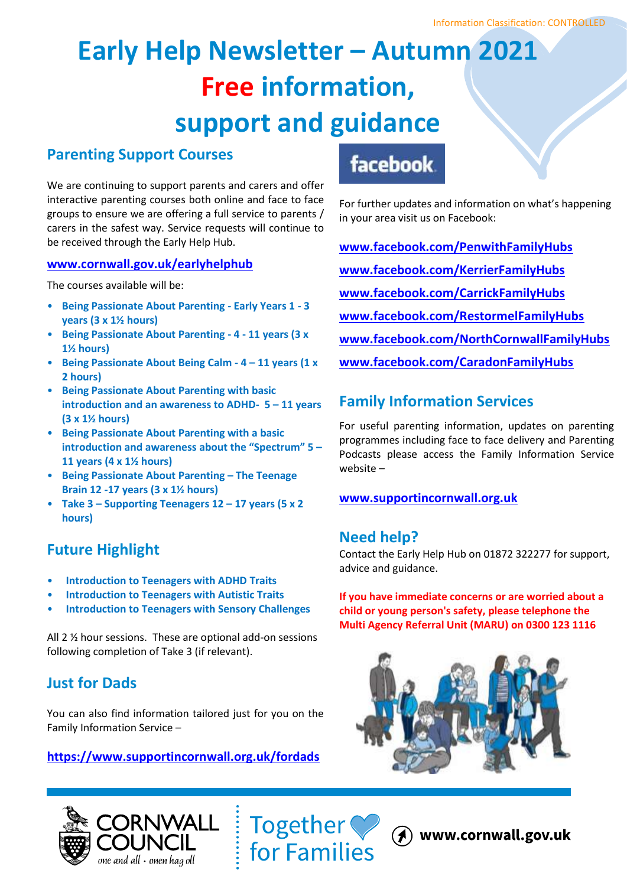Information Classification: CONTROLLED

# Early Help Newsletter – Autumn 2021

# Free information, support and guidance

## Parenting Support Courses

We are continuing to support parents and carers and offer interactive parenting courses both online and face to face groups to ensure we are offering a full service to parents / carers in the safest way. Service requests will continue to be received through the Early Help Hub.

**www.cornwall.gov.uk/earlyhelphub**

The courses available will be:

- **Being Passionate About Parenting - Early Years 1 - 3 years (3 x 1½ hours)**
- **Being Passionate About Parenting - 4 - 11 years (3 x 1½ hours)**
- **Being Passionate About Being Calm - 4 – 11 years (1 x 2 hours)**
- **Being Passionate About Parenting with basic introduction and an awareness to ADHD- 5 – 11 years (3 x 1½ hours)**
- **Being Passionate About Parenting with a basic introduction and awareness about the "Spectrum" 5 – 11 years (4 x 1½ hours)**
- **Being Passionate About Parenting – The Teenage Brain 12 -17 years (3 x 1½ hours)**
- **Take 3 – Supporting Teenagers 12 – 17 years (5 x 2 hours)**

## Future Highlight

- **Introduction to Teenagers with ADHD Traits**
- **Introduction to Teenagers with Autistic Traits**
- **Introduction to Teenagers with Sensory Challenges**

All 2 ½ hour sessions. These are optional add-on sessions following completion of Take 3 (if relevant).

## Just for Dads

You can also find information tailored just for you on the Family Information Service –

**https://www.supportincornwall.org.uk/fordads**

facebook

For further updates and information on what's happening in your area visit us on Facebook:

**www.facebook.com/PenwithFamilyHubs**

**www.facebook.com/KerrierFamilyHubs**

**www.facebook.com/CarrickFamilyHubs**

**www.facebook.com/RestormelFamilyHubs**

**www.facebook.com/NorthCornwallFamilyHubs**

**www.facebook.com/CaradonFamilyHubs**

## Family Information Services

For useful parenting information, updates on parenting programmes including face to face delivery and Parenting Podcasts please access the Family Information Service website –

**www.supportincornwall.org.uk**

## Need help?

Contact the Early Help Hub on 01872 322277 for support, advice and guidance.

**If you have immediate concerns or are worried about a child or young person's safety, please telephone the Multi Agency Referral Unit (MARU) on 0300 123 1116**

CORNWALL COUNCIL one and all · onen hag oll

Together for Families

www.cornwall.gov.uk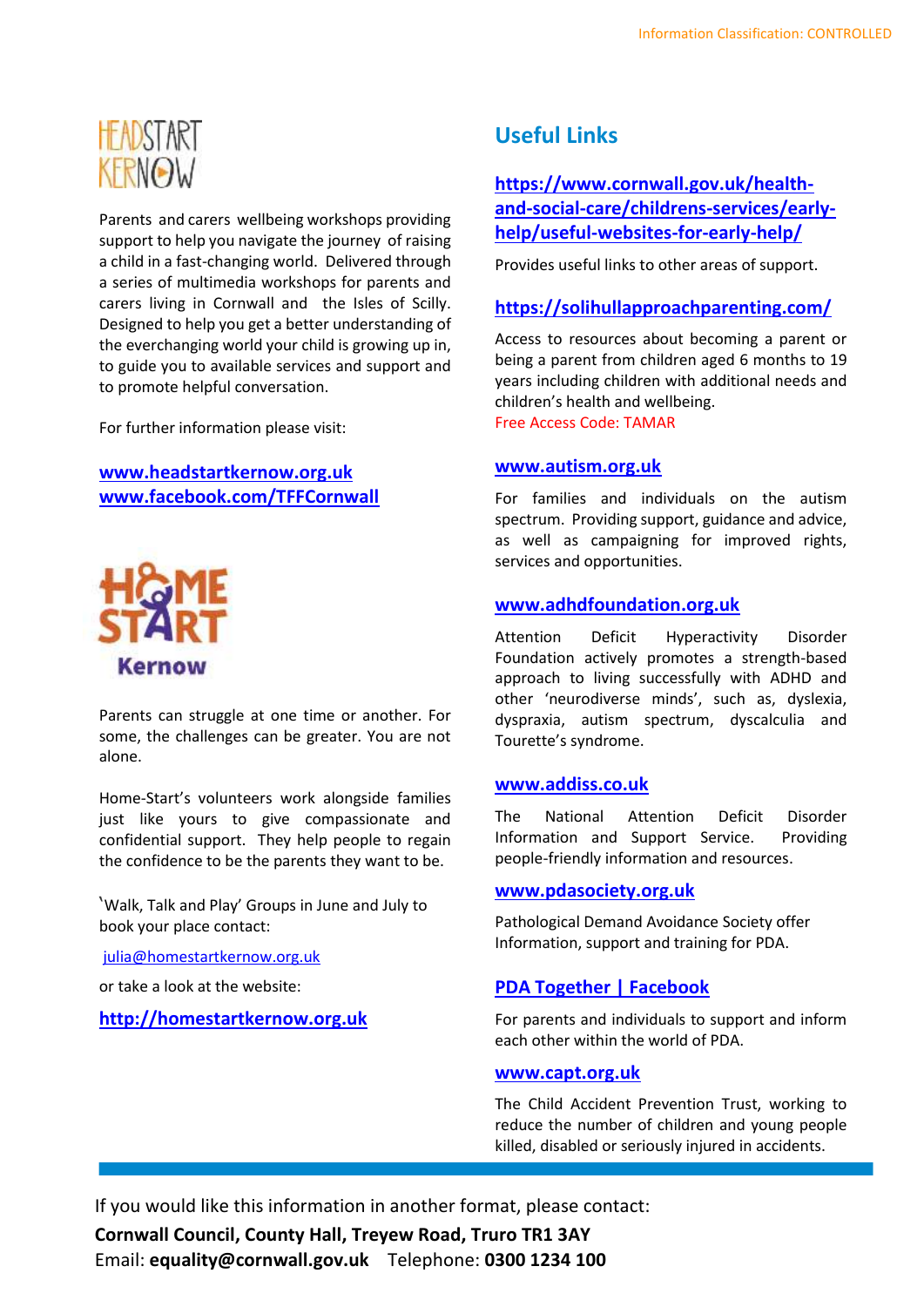HEADSTART KERNOW

Parents and carers wellbeing workshops providing support to help you navigate the journey of raising a child in a fast-changing world. Delivered through a series of multimedia workshops for parents and carers living in Cornwall and the Isles of Scilly. Designed to help you get a better understanding of the everchanging world your child is growing up in, to guide you to available services and support and to promote helpful conversation.

For further information please visit:

**www.headstartkernow.org.uk**
**www.facebook.com/TFFCornwall**

HOME START Kernow

Parents can struggle at one time or another. For some, the challenges can be greater. You are not alone.

Home-Start's volunteers work alongside families just like yours to give compassionate and confidential support. They help people to regain the confidence to be the parents they want to be.

'Walk, Talk and Play' Groups in June and July to book your place contact:

julia@homestartkernow.org.uk

or take a look at the website:

**http://homestartkernow.org.uk**

## Useful Links

**https://www.cornwall.gov.uk/health-and-social-care/childrens-services/early-help/useful-websites-for-early-help/**

Provides useful links to other areas of support.

**https://solihullapproachparenting.com/**

Access to resources about becoming a parent or being a parent from children aged 6 months to 19 years including children with additional needs and children's health and wellbeing.
Free Access Code: TAMAR

**www.autism.org.uk**

For families and individuals on the autism spectrum. Providing support, guidance and advice, as well as campaigning for improved rights, services and opportunities.

**www.adhdfoundation.org.uk**

Attention Deficit Hyperactivity Disorder Foundation actively promotes a strength-based approach to living successfully with ADHD and other 'neurodiverse minds', such as, dyslexia, dyspraxia, autism spectrum, dyscalculia and Tourette's syndrome.

**www.addiss.co.uk**

The National Attention Deficit Disorder Information and Support Service. Providing people-friendly information and resources.

**www.pdasociety.org.uk**

Pathological Demand Avoidance Society offer Information, support and training for PDA.

**PDA Together | Facebook**

For parents and individuals to support and inform each other within the world of PDA.

**www.capt.org.uk**

The Child Accident Prevention Trust, working to reduce the number of children and young people killed, disabled or seriously injured in accidents.

If you would like this information in another format, please contact:
**Cornwall Council, County Hall, Treyew Road, Truro TR1 3AY**
Email: **equality@cornwall.gov.uk** Telephone: **0300 1234 100**